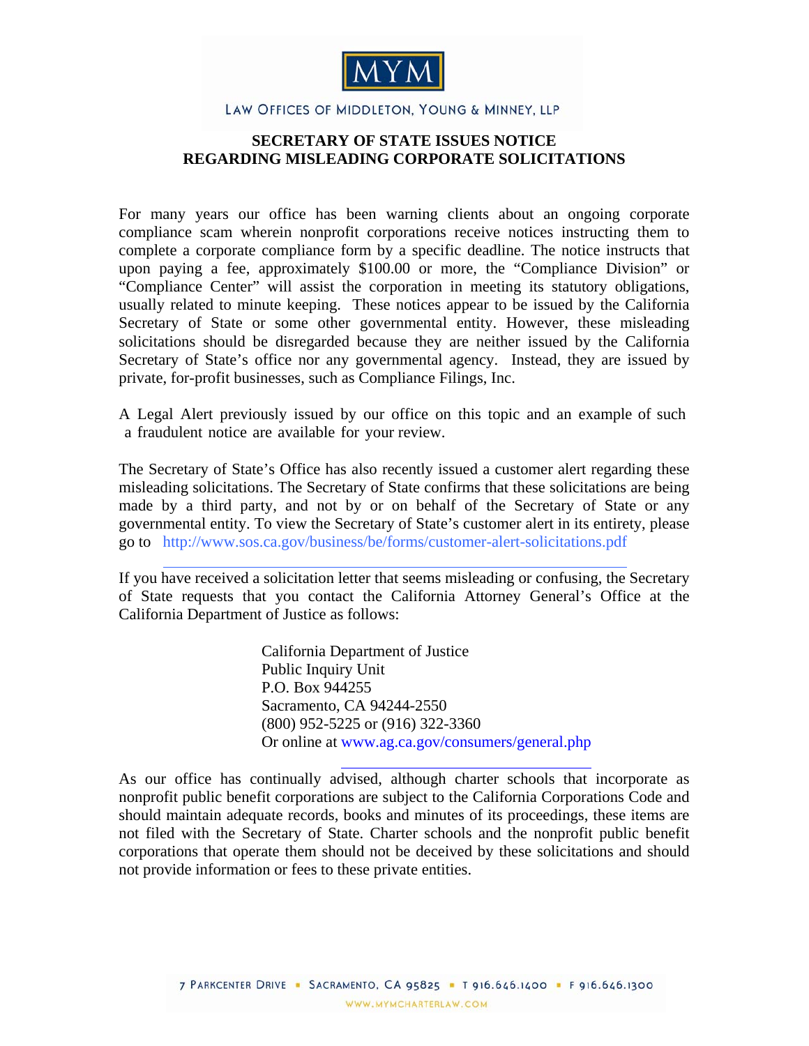MYM

LAW OFFICES OF MIDDLETON, YOUNG & MINNEY, LLP

## SECRETARY OF STATE ISSUES NOTICE REGARDING MISLEADING CORPORATE SOLICITATIONS

For many years our office has been warning clients about an ongoing corporate compliance scam wherein nonprofit corporations receive notices instructing them to complete a corporate compliance form by a specific deadline. The notice instructs that upon paying a fee, approximately $100.00 or more, the "Compliance Division" or "Compliance Center" will assist the corporation in meeting its statutory obligations, usually related to minute keeping. These notices appear to be issued by the California Secretary of State or some other governmental entity. However, these misleading solicitations should be disregarded because they are neither issued by the California Secretary of State's office nor any governmental agency. Instead, they are issued by private, for-profit businesses, such as Compliance Filings, Inc.

A Legal Alert previously issued by our office on this topic and an example of such a fraudulent notice are available for your review.

The Secretary of State's Office has also recently issued a customer alert regarding these misleading solicitations. The Secretary of State confirms that these solicitations are being made by a third party, and not by or on behalf of the Secretary of State or any governmental entity. To view the Secretary of State's customer alert in its entirety, please go to http://www.sos.ca.gov/business/be/forms/customer-alert-solicitations.pdf

If you have received a solicitation letter that seems misleading or confusing, the Secretary of State requests that you contact the California Attorney General's Office at the California Department of Justice as follows:

California Department of Justice  
Public Inquiry Unit  
P.O. Box 944255  
Sacramento, CA 94244-2550  
(800) 952-5225 or (916) 322-3360  
Or online at www.ag.ca.gov/consumers/general.php

As our office has continually advised, although charter schools that incorporate as nonprofit public benefit corporations are subject to the California Corporations Code and should maintain adequate records, books and minutes of its proceedings, these items are not filed with the Secretary of State. Charter schools and the nonprofit public benefit corporations that operate them should not be deceived by these solicitations and should not provide information or fees to these private entities.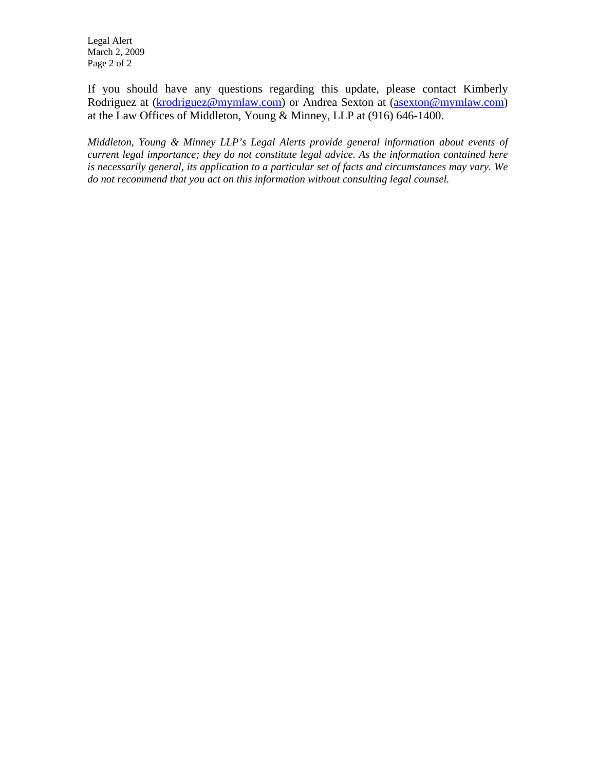If you should have any questions regarding this update, please contact Kimberly Rodriguez at (krodriguez@mymlaw.com) or Andrea Sexton at (asexton@mymlaw.com) at the Law Offices of Middleton, Young & Minney, LLP at (916) 646-1400.

*Middleton, Young & Minney LLP's Legal Alerts provide general information about events of current legal importance; they do not constitute legal advice. As the information contained here is necessarily general, its application to a particular set of facts and circumstances may vary. We do not recommend that you act on this information without consulting legal counsel.*